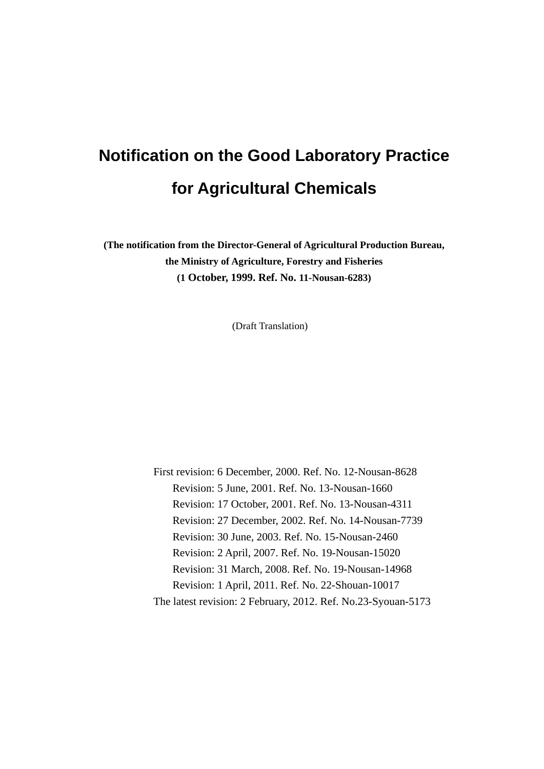# Notification on the Good Laboratory Practice for Agricultural Chemicals

**(The notification from the Director-General of Agricultural Production Bureau, the Ministry of Agriculture, Forestry and Fisheries (1 October, 1999. Ref. No. 11-Nousan-6283)**

(Draft Translation)

First revision: 6 December, 2000. Ref. No. 12-Nousan-8628
Revision: 5 June, 2001. Ref. No. 13-Nousan-1660
Revision: 17 October, 2001. Ref. No. 13-Nousan-4311
Revision: 27 December, 2002. Ref. No. 14-Nousan-7739
Revision: 30 June, 2003. Ref. No. 15-Nousan-2460
Revision: 2 April, 2007. Ref. No. 19-Nousan-15020
Revision: 31 March, 2008. Ref. No. 19-Nousan-14968
Revision: 1 April, 2011. Ref. No. 22-Shouan-10017
The latest revision: 2 February, 2012. Ref. No.23-Syouan-5173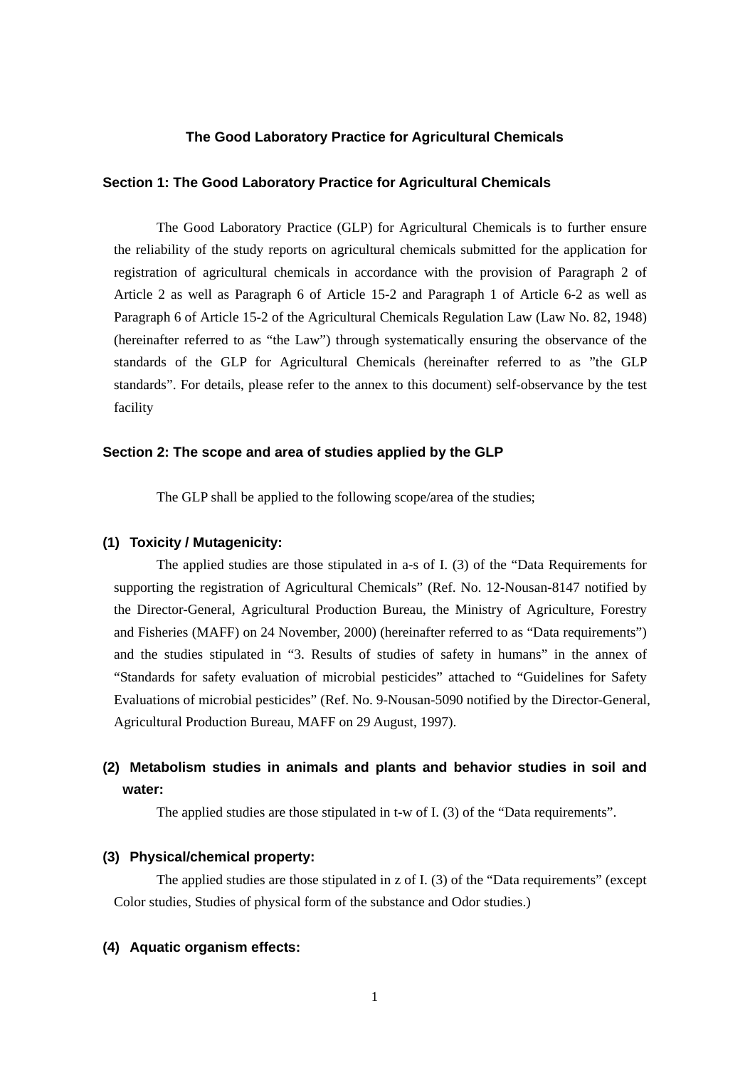### The Good Laboratory Practice for Agricultural Chemicals

## Section 1: The Good Laboratory Practice for Agricultural Chemicals

The Good Laboratory Practice (GLP) for Agricultural Chemicals is to further ensure the reliability of the study reports on agricultural chemicals submitted for the application for registration of agricultural chemicals in accordance with the provision of Paragraph 2 of Article 2 as well as Paragraph 6 of Article 15-2 and Paragraph 1 of Article 6-2 as well as Paragraph 6 of Article 15-2 of the Agricultural Chemicals Regulation Law (Law No. 82, 1948) (hereinafter referred to as "the Law") through systematically ensuring the observance of the standards of the GLP for Agricultural Chemicals (hereinafter referred to as "the GLP standards". For details, please refer to the annex to this document) self-observance by the test facility

## Section 2: The scope and area of studies applied by the GLP

The GLP shall be applied to the following scope/area of the studies;

### (1) Toxicity / Mutagenicity:

The applied studies are those stipulated in a-s of I. (3) of the "Data Requirements for supporting the registration of Agricultural Chemicals" (Ref. No. 12-Nousan-8147 notified by the Director-General, Agricultural Production Bureau, the Ministry of Agriculture, Forestry and Fisheries (MAFF) on 24 November, 2000) (hereinafter referred to as "Data requirements") and the studies stipulated in "3. Results of studies of safety in humans" in the annex of "Standards for safety evaluation of microbial pesticides" attached to "Guidelines for Safety Evaluations of microbial pesticides" (Ref. No. 9-Nousan-5090 notified by the Director-General, Agricultural Production Bureau, MAFF on 29 August, 1997).

### (2) Metabolism studies in animals and plants and behavior studies in soil and water:

The applied studies are those stipulated in t-w of I. (3) of the "Data requirements".

### (3) Physical/chemical property:

The applied studies are those stipulated in z of I. (3) of the "Data requirements" (except Color studies, Studies of physical form of the substance and Odor studies.)

### (4) Aquatic organism effects: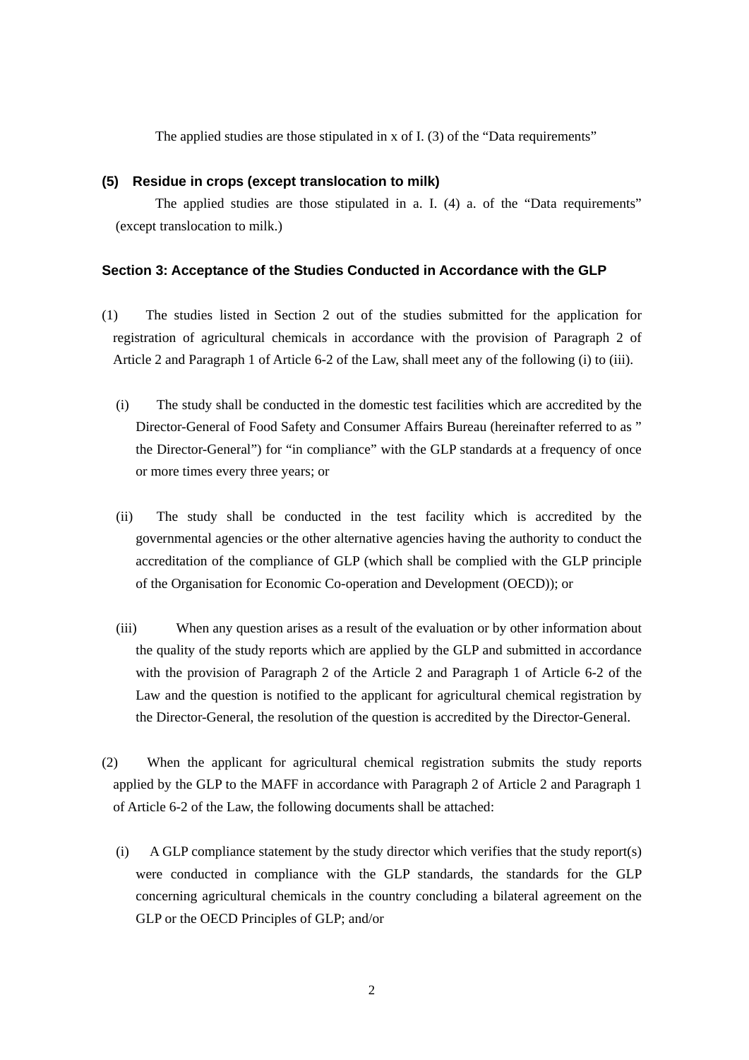The applied studies are those stipulated in x of I. (3) of the “Data requirements”

### (5) Residue in crops (except translocation to milk)

The applied studies are those stipulated in a. I. (4) a. of the “Data requirements” (except translocation to milk.)

### Section 3: Acceptance of the Studies Conducted in Accordance with the GLP

(1) The studies listed in Section 2 out of the studies submitted for the application for registration of agricultural chemicals in accordance with the provision of Paragraph 2 of Article 2 and Paragraph 1 of Article 6-2 of the Law, shall meet any of the following (i) to (iii).

(i) The study shall be conducted in the domestic test facilities which are accredited by the Director-General of Food Safety and Consumer Affairs Bureau (hereinafter referred to as ” the Director-General”) for “in compliance” with the GLP standards at a frequency of once or more times every three years; or

(ii) The study shall be conducted in the test facility which is accredited by the governmental agencies or the other alternative agencies having the authority to conduct the accreditation of the compliance of GLP (which shall be complied with the GLP principle of the Organisation for Economic Co-operation and Development (OECD)); or

(iii) When any question arises as a result of the evaluation or by other information about the quality of the study reports which are applied by the GLP and submitted in accordance with the provision of Paragraph 2 of the Article 2 and Paragraph 1 of Article 6-2 of the Law and the question is notified to the applicant for agricultural chemical registration by the Director-General, the resolution of the question is accredited by the Director-General.

(2) When the applicant for agricultural chemical registration submits the study reports applied by the GLP to the MAFF in accordance with Paragraph 2 of Article 2 and Paragraph 1 of Article 6-2 of the Law, the following documents shall be attached:

(i) A GLP compliance statement by the study director which verifies that the study report(s) were conducted in compliance with the GLP standards, the standards for the GLP concerning agricultural chemicals in the country concluding a bilateral agreement on the GLP or the OECD Principles of GLP; and/or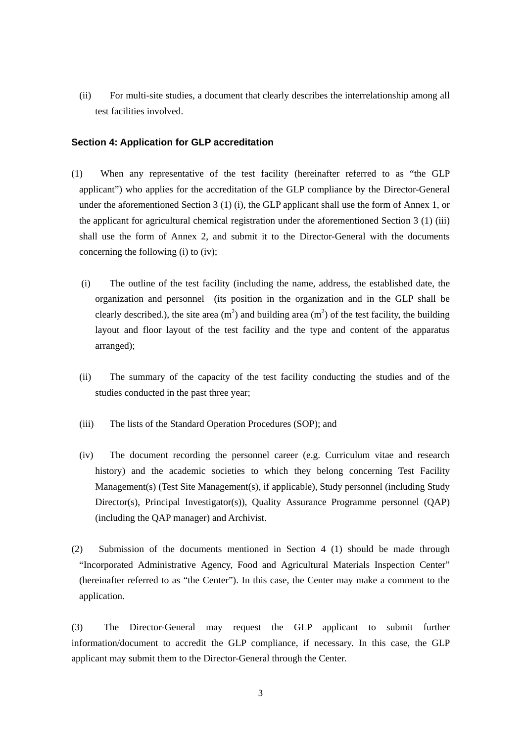(ii) For multi-site studies, a document that clearly describes the interrelationship among all test facilities involved.

**Section 4: Application for GLP accreditation**

(1) When any representative of the test facility (hereinafter referred to as “the GLP applicant”) who applies for the accreditation of the GLP compliance by the Director-General under the aforementioned Section 3 (1) (i), the GLP applicant shall use the form of Annex 1, or the applicant for agricultural chemical registration under the aforementioned Section 3 (1) (iii) shall use the form of Annex 2, and submit it to the Director-General with the documents concerning the following (i) to (iv);

(i) The outline of the test facility (including the name, address, the established date, the organization and personnel (its position in the organization and in the GLP shall be clearly described.), the site area ($m^2$) and building area ($m^2$) of the test facility, the building layout and floor layout of the test facility and the type and content of the apparatus arranged);

(ii) The summary of the capacity of the test facility conducting the studies and of the studies conducted in the past three year;

(iii) The lists of the Standard Operation Procedures (SOP); and

(iv) The document recording the personnel career (e.g. Curriculum vitae and research history) and the academic societies to which they belong concerning Test Facility Management(s) (Test Site Management(s), if applicable), Study personnel (including Study Director(s), Principal Investigator(s)), Quality Assurance Programme personnel (QAP) (including the QAP manager) and Archivist.

(2) Submission of the documents mentioned in Section 4 (1) should be made through “Incorporated Administrative Agency, Food and Agricultural Materials Inspection Center” (hereinafter referred to as “the Center”). In this case, the Center may make a comment to the application.

(3) The Director-General may request the GLP applicant to submit further information/document to accredit the GLP compliance, if necessary. In this case, the GLP applicant may submit them to the Director-General through the Center.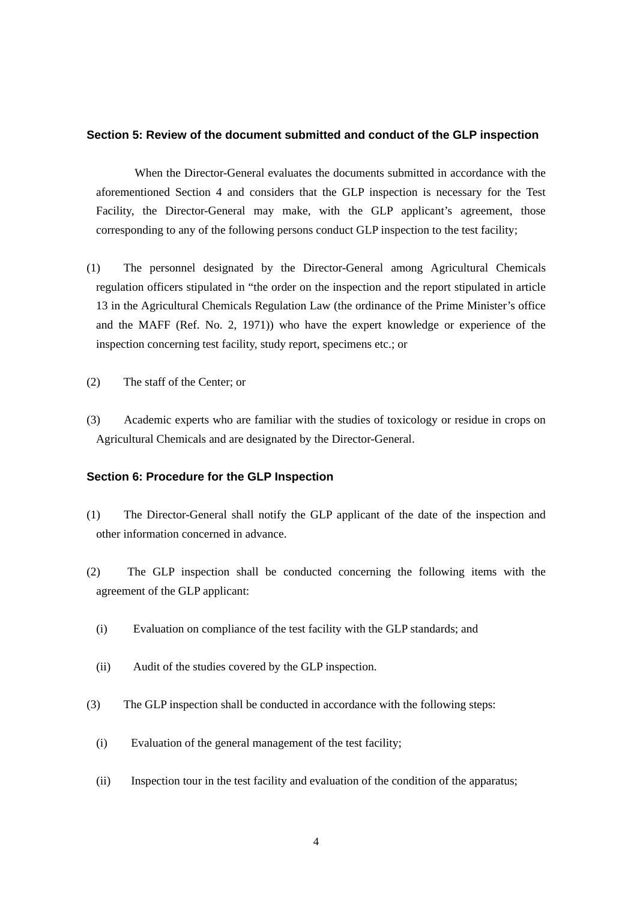## Section 5: Review of the document submitted and conduct of the GLP inspection

When the Director-General evaluates the documents submitted in accordance with the aforementioned Section 4 and considers that the GLP inspection is necessary for the Test Facility, the Director-General may make, with the GLP applicant's agreement, those corresponding to any of the following persons conduct GLP inspection to the test facility;

(1) The personnel designated by the Director-General among Agricultural Chemicals regulation officers stipulated in "the order on the inspection and the report stipulated in article 13 in the Agricultural Chemicals Regulation Law (the ordinance of the Prime Minister's office and the MAFF (Ref. No. 2, 1971)) who have the expert knowledge or experience of the inspection concerning test facility, study report, specimens etc.; or

(2) The staff of the Center; or

(3) Academic experts who are familiar with the studies of toxicology or residue in crops on Agricultural Chemicals and are designated by the Director-General.

## Section 6: Procedure for the GLP Inspection

(1) The Director-General shall notify the GLP applicant of the date of the inspection and other information concerned in advance.

(2) The GLP inspection shall be conducted concerning the following items with the agreement of the GLP applicant:

(i) Evaluation on compliance of the test facility with the GLP standards; and

(ii) Audit of the studies covered by the GLP inspection.

(3) The GLP inspection shall be conducted in accordance with the following steps:

(i) Evaluation of the general management of the test facility;

(ii) Inspection tour in the test facility and evaluation of the condition of the apparatus;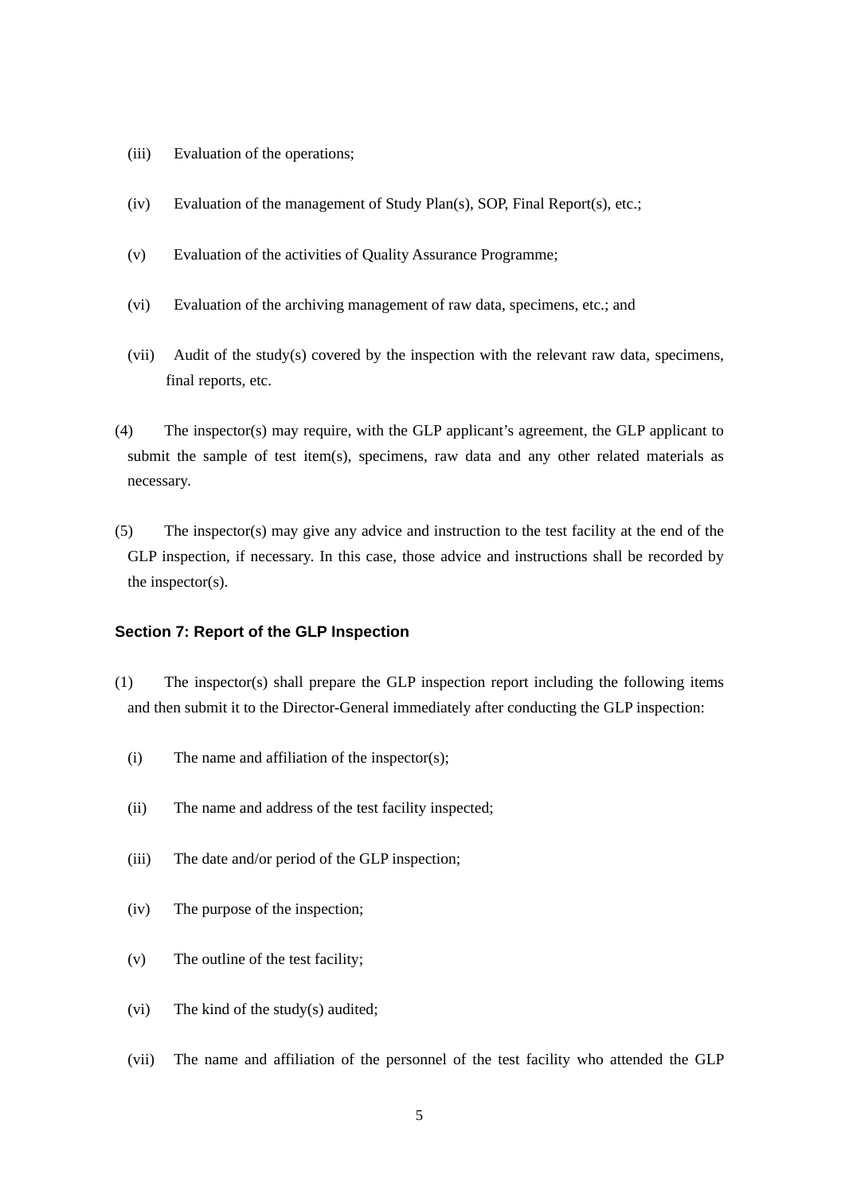(iii) Evaluation of the operations;

(iv) Evaluation of the management of Study Plan(s), SOP, Final Report(s), etc.;

(v) Evaluation of the activities of Quality Assurance Programme;

(vi) Evaluation of the archiving management of raw data, specimens, etc.; and

(vii) Audit of the study(s) covered by the inspection with the relevant raw data, specimens, final reports, etc.

(4) The inspector(s) may require, with the GLP applicant's agreement, the GLP applicant to submit the sample of test item(s), specimens, raw data and any other related materials as necessary.

(5) The inspector(s) may give any advice and instruction to the test facility at the end of the GLP inspection, if necessary. In this case, those advice and instructions shall be recorded by the inspector(s).

### Section 7: Report of the GLP Inspection

(1) The inspector(s) shall prepare the GLP inspection report including the following items and then submit it to the Director-General immediately after conducting the GLP inspection:

(i) The name and affiliation of the inspector(s);

(ii) The name and address of the test facility inspected;

(iii) The date and/or period of the GLP inspection;

(iv) The purpose of the inspection;

(v) The outline of the test facility;

(vi) The kind of the study(s) audited;

(vii) The name and affiliation of the personnel of the test facility who attended the GLP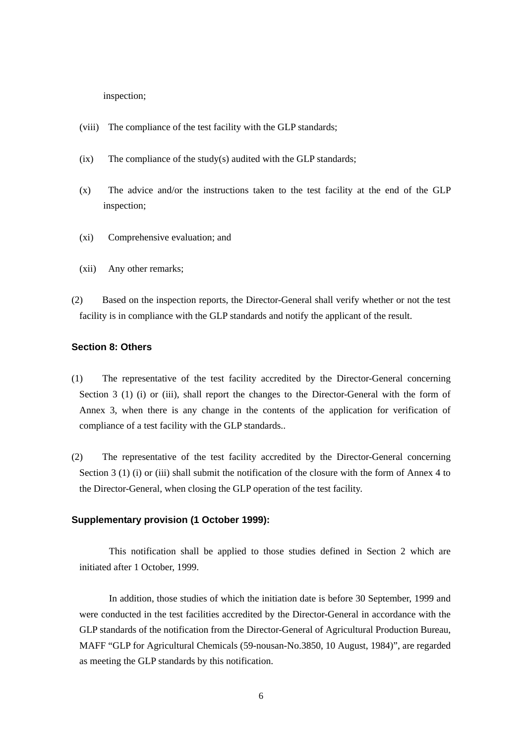inspection;

(viii) The compliance of the test facility with the GLP standards;

(ix) The compliance of the study(s) audited with the GLP standards;

(x) The advice and/or the instructions taken to the test facility at the end of the GLP inspection;

(xi) Comprehensive evaluation; and

(xii) Any other remarks;

(2) Based on the inspection reports, the Director-General shall verify whether or not the test facility is in compliance with the GLP standards and notify the applicant of the result.

**Section 8: Others**

(1) The representative of the test facility accredited by the Director-General concerning Section 3 (1) (i) or (iii), shall report the changes to the Director-General with the form of Annex 3, when there is any change in the contents of the application for verification of compliance of a test facility with the GLP standards..

(2) The representative of the test facility accredited by the Director-General concerning Section 3 (1) (i) or (iii) shall submit the notification of the closure with the form of Annex 4 to the Director-General, when closing the GLP operation of the test facility.

**Supplementary provision (1 October 1999):**

This notification shall be applied to those studies defined in Section 2 which are initiated after 1 October, 1999.

In addition, those studies of which the initiation date is before 30 September, 1999 and were conducted in the test facilities accredited by the Director-General in accordance with the GLP standards of the notification from the Director-General of Agricultural Production Bureau, MAFF "GLP for Agricultural Chemicals (59-nousan-No.3850, 10 August, 1984)", are regarded as meeting the GLP standards by this notification.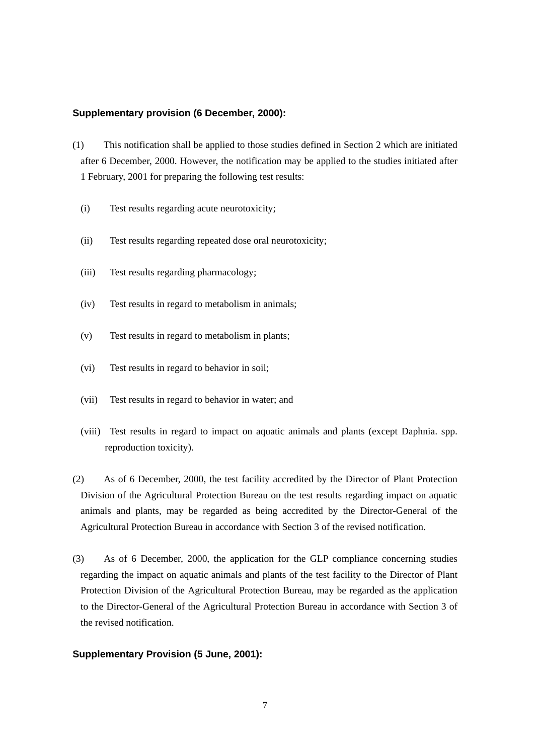**Supplementary provision (6 December, 2000):**

(1) This notification shall be applied to those studies defined in Section 2 which are initiated after 6 December, 2000. However, the notification may be applied to the studies initiated after 1 February, 2001 for preparing the following test results:

(i) Test results regarding acute neurotoxicity;

(ii) Test results regarding repeated dose oral neurotoxicity;

(iii) Test results regarding pharmacology;

(iv) Test results in regard to metabolism in animals;

(v) Test results in regard to metabolism in plants;

(vi) Test results in regard to behavior in soil;

(vii) Test results in regard to behavior in water; and

(viii) Test results in regard to impact on aquatic animals and plants (except Daphnia. spp. reproduction toxicity).

(2) As of 6 December, 2000, the test facility accredited by the Director of Plant Protection Division of the Agricultural Protection Bureau on the test results regarding impact on aquatic animals and plants, may be regarded as being accredited by the Director-General of the Agricultural Protection Bureau in accordance with Section 3 of the revised notification.

(3) As of 6 December, 2000, the application for the GLP compliance concerning studies regarding the impact on aquatic animals and plants of the test facility to the Director of Plant Protection Division of the Agricultural Protection Bureau, may be regarded as the application to the Director-General of the Agricultural Protection Bureau in accordance with Section 3 of the revised notification.

**Supplementary Provision (5 June, 2001):**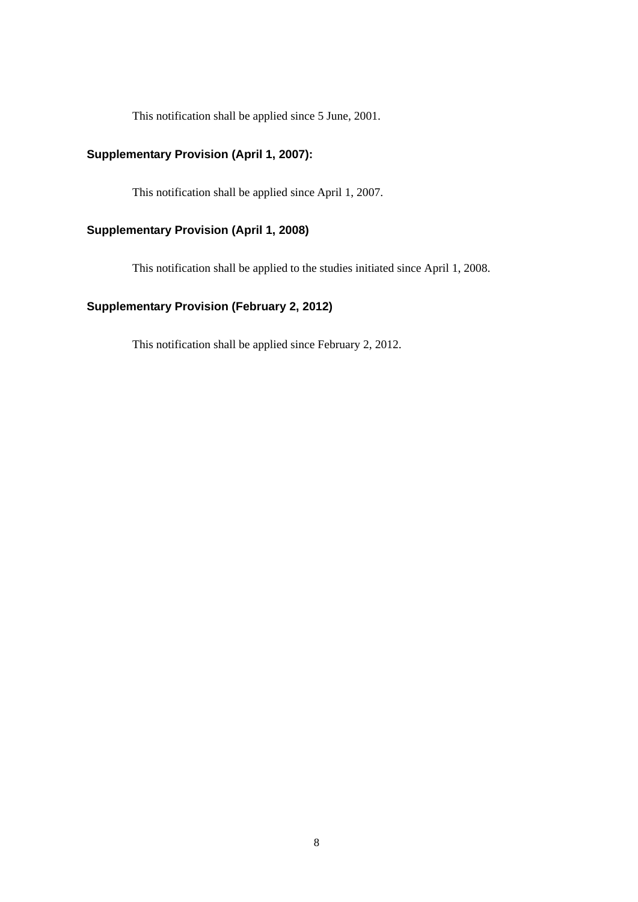This notification shall be applied since 5 June, 2001.

### Supplementary Provision (April 1, 2007):

This notification shall be applied since April 1, 2007.

### Supplementary Provision (April 1, 2008)

This notification shall be applied to the studies initiated since April 1, 2008.

### Supplementary Provision (February 2, 2012)

This notification shall be applied since February 2, 2012.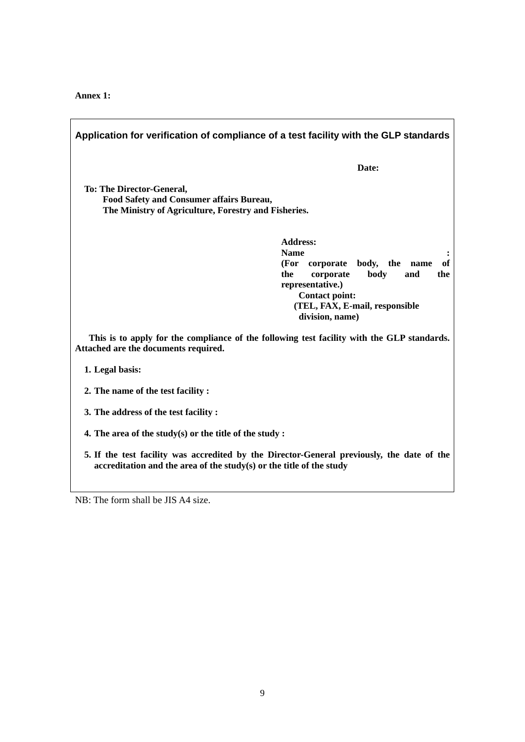**Annex 1:**

## Application for verification of compliance of a test facility with the GLP standards

**Date:**

**To: The Director-General,**
**Food Safety and Consumer affairs Bureau,**
**The Ministry of Agriculture, Forestry and Fisheries.**

**Address:**
**Name :**
**(For corporate body, the name of the corporate body and the representative.)**
**Contact point:**
**(TEL, FAX, E-mail, responsible division, name)**

**This is to apply for the compliance of the following test facility with the GLP standards. Attached are the documents required.**

1. **Legal basis:**
2. **The name of the test facility :**
3. **The address of the test facility :**
4. **The area of the study(s) or the title of the study :**
5. **If the test facility was accredited by the Director-General previously, the date of the accreditation and the area of the study(s) or the title of the study**

NB: The form shall be JIS A4 size.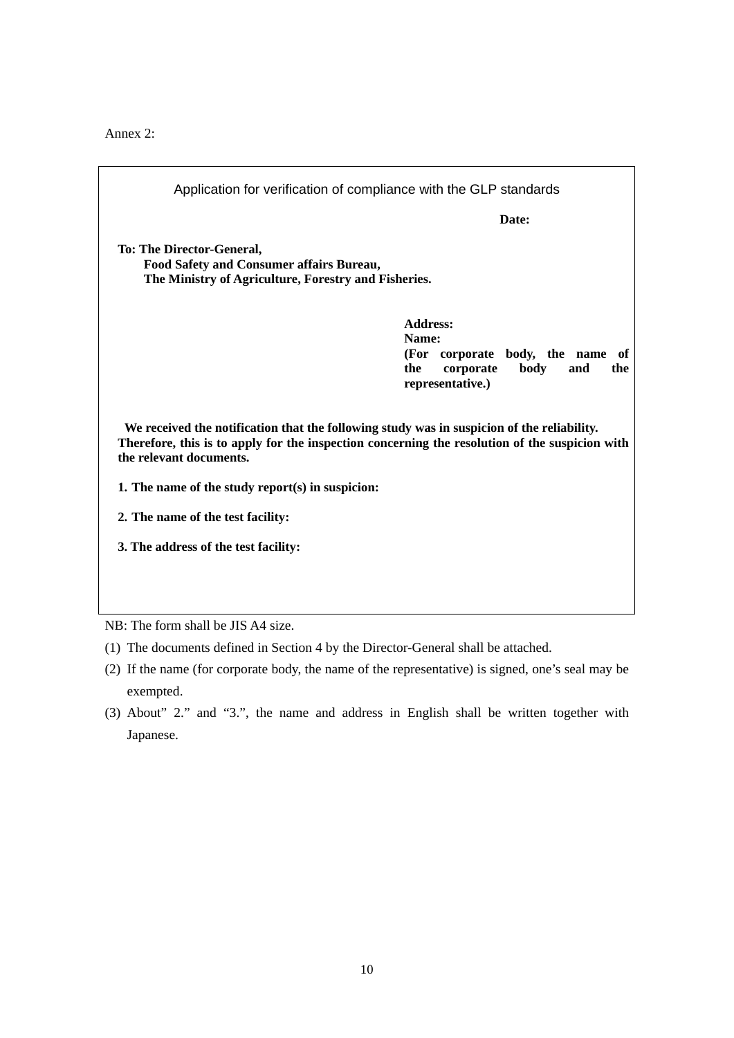Annex 2:

Application for verification of compliance with the GLP standards

**Date:**

**To: The Director-General,**
**Food Safety and Consumer affairs Bureau,**
**The Ministry of Agriculture, Forestry and Fisheries.**

**Address:**
**Name:**
**(For corporate body, the name of the corporate body and the representative.)**

**We received the notification that the following study was in suspicion of the reliability. Therefore, this is to apply for the inspection concerning the resolution of the suspicion with the relevant documents.**

**1. The name of the study report(s) in suspicion:**

**2. The name of the test facility:**

**3. The address of the test facility:**

NB: The form shall be JIS A4 size.

(1) The documents defined in Section 4 by the Director-General shall be attached.

(2) If the name (for corporate body, the name of the representative) is signed, one's seal may be exempted.

(3) About" 2." and "3.", the name and address in English shall be written together with Japanese.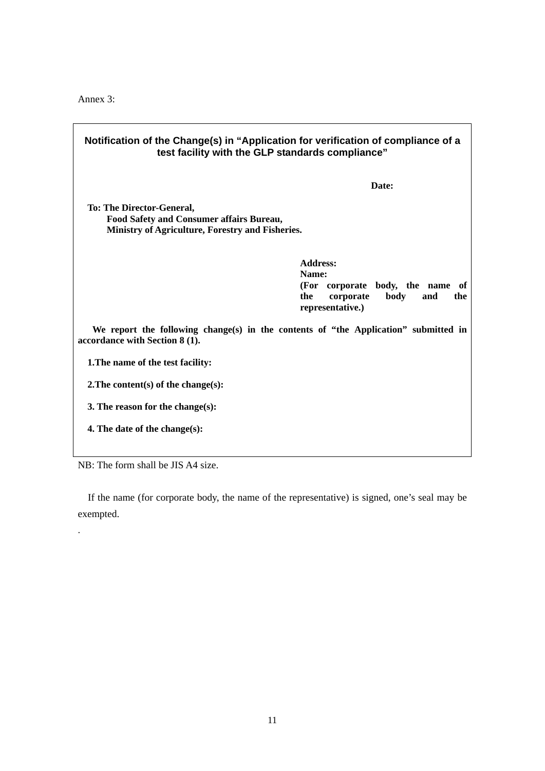Annex 3:

## Notification of the Change(s) in "Application for verification of compliance of a test facility with the GLP standards compliance"

**Date:**

**To: The Director-General,**
**Food Safety and Consumer affairs Bureau,**
**Ministry of Agriculture, Forestry and Fisheries.**

**Address:**
**Name:**
**(For corporate body, the name of the corporate body and the representative.)**

**We report the following change(s) in the contents of "the Application" submitted in accordance with Section 8 (1).**

**1.The name of the test facility:**

**2.The content(s) of the change(s):**

**3. The reason for the change(s):**

**4. The date of the change(s):**

NB: The form shall be JIS A4 size.

If the name (for corporate body, the name of the representative) is signed, one's seal may be exempted.

.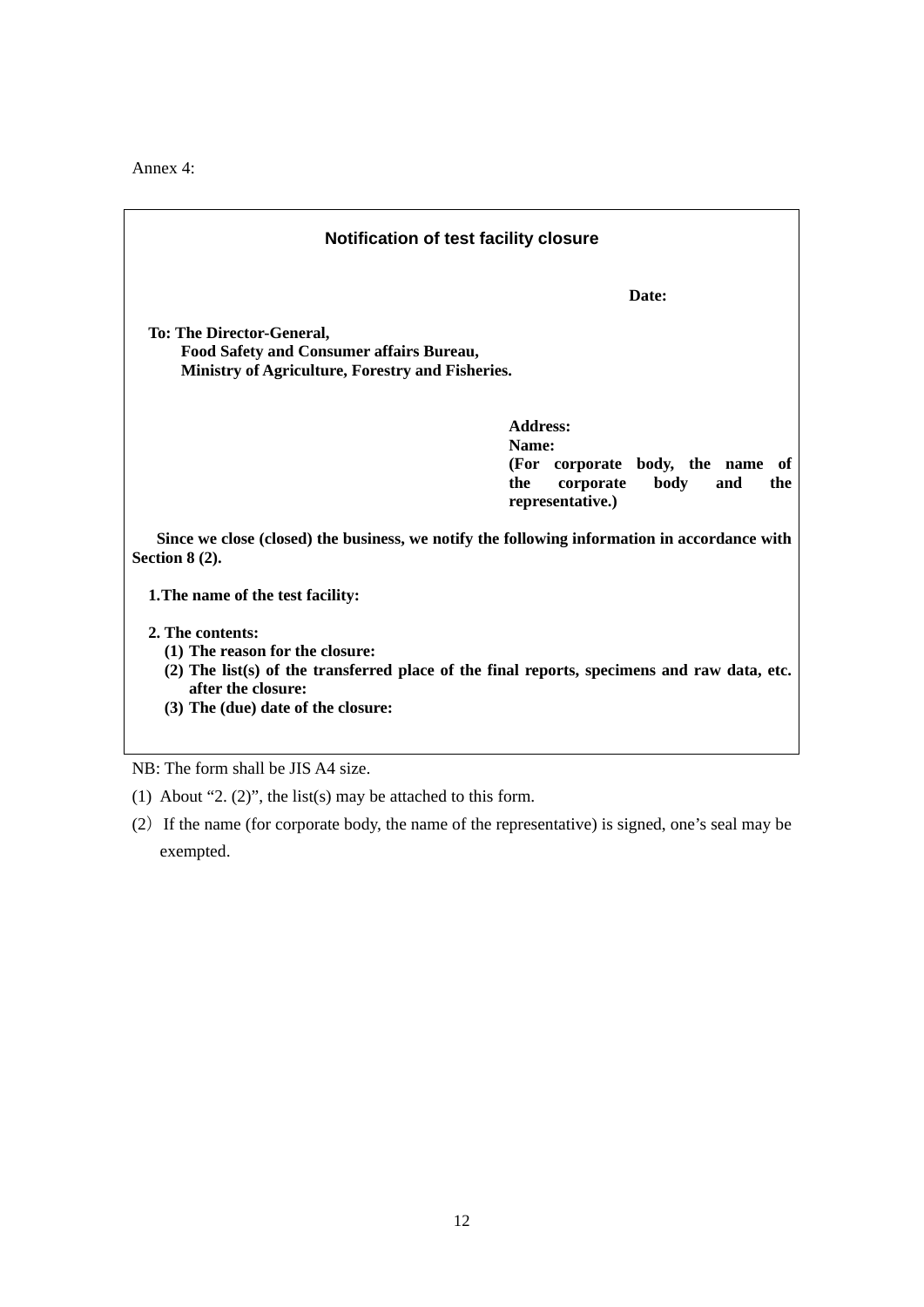Annex 4:

## Notification of test facility closure

**Date:**

**To: The Director-General,**
**Food Safety and Consumer affairs Bureau,**
**Ministry of Agriculture, Forestry and Fisheries.**

**Address:**
**Name:**
**(For corporate body, the name of the corporate body and the representative.)**

**Since we close (closed) the business, we notify the following information in accordance with Section 8 (2).**

**1.The name of the test facility:**

**2. The contents:**
**(1) The reason for the closure:**
**(2) The list(s) of the transferred place of the final reports, specimens and raw data, etc. after the closure:**
**(3) The (due) date of the closure:**

NB: The form shall be JIS A4 size.

(1) About "2. (2)", the list(s) may be attached to this form.

(2) If the name (for corporate body, the name of the representative) is signed, one's seal may be exempted.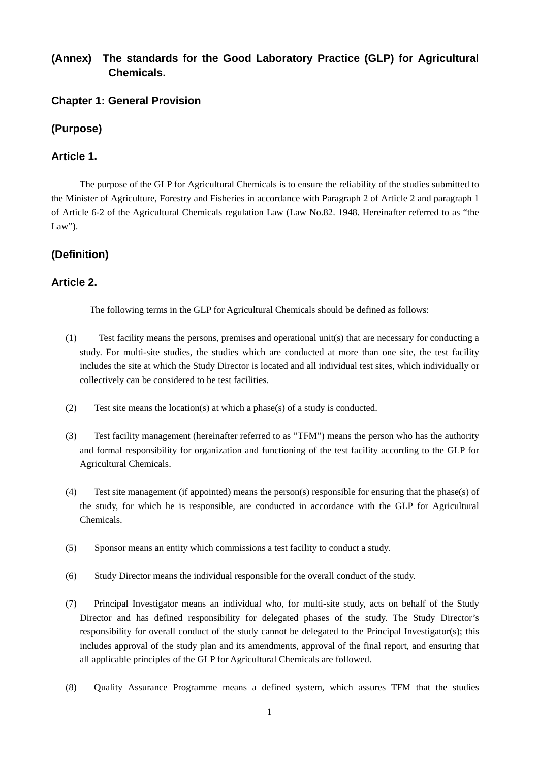## (Annex) The standards for the Good Laboratory Practice (GLP) for Agricultural Chemicals.

## Chapter 1: General Provision

### (Purpose)

### Article 1.

The purpose of the GLP for Agricultural Chemicals is to ensure the reliability of the studies submitted to the Minister of Agriculture, Forestry and Fisheries in accordance with Paragraph 2 of Article 2 and paragraph 1 of Article 6-2 of the Agricultural Chemicals regulation Law (Law No.82. 1948. Hereinafter referred to as "the Law").

### (Definition)

### Article 2.

The following terms in the GLP for Agricultural Chemicals should be defined as follows:

(1) Test facility means the persons, premises and operational unit(s) that are necessary for conducting a study. For multi-site studies, the studies which are conducted at more than one site, the test facility includes the site at which the Study Director is located and all individual test sites, which individually or collectively can be considered to be test facilities.

(2) Test site means the location(s) at which a phase(s) of a study is conducted.

(3) Test facility management (hereinafter referred to as "TFM") means the person who has the authority and formal responsibility for organization and functioning of the test facility according to the GLP for Agricultural Chemicals.

(4) Test site management (if appointed) means the person(s) responsible for ensuring that the phase(s) of the study, for which he is responsible, are conducted in accordance with the GLP for Agricultural Chemicals.

(5) Sponsor means an entity which commissions a test facility to conduct a study.

(6) Study Director means the individual responsible for the overall conduct of the study.

(7) Principal Investigator means an individual who, for multi-site study, acts on behalf of the Study Director and has defined responsibility for delegated phases of the study. The Study Director's responsibility for overall conduct of the study cannot be delegated to the Principal Investigator(s); this includes approval of the study plan and its amendments, approval of the final report, and ensuring that all applicable principles of the GLP for Agricultural Chemicals are followed.

(8) Quality Assurance Programme means a defined system, which assures TFM that the studies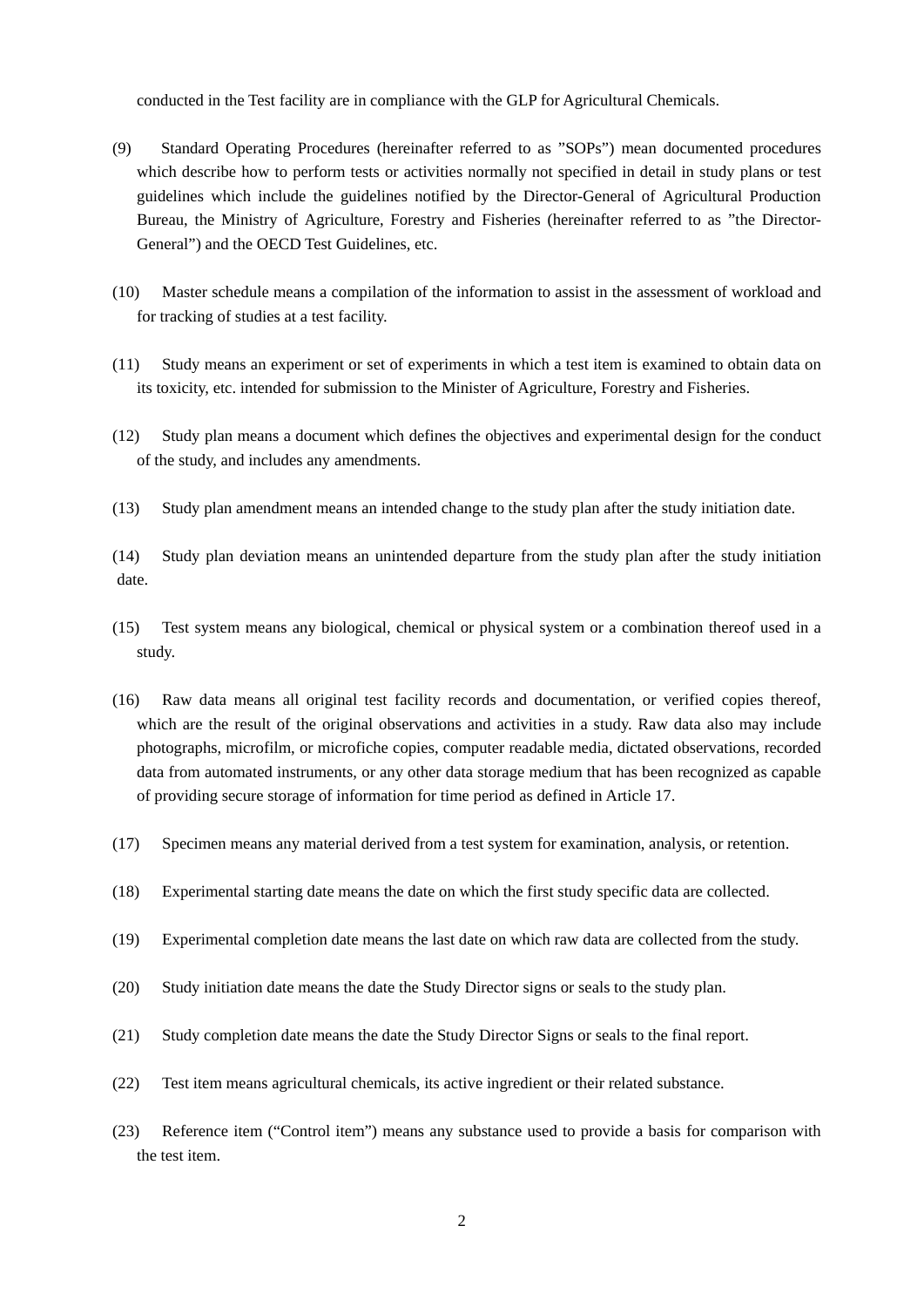conducted in the Test facility are in compliance with the GLP for Agricultural Chemicals.

(9) Standard Operating Procedures (hereinafter referred to as "SOPs") mean documented procedures which describe how to perform tests or activities normally not specified in detail in study plans or test guidelines which include the guidelines notified by the Director-General of Agricultural Production Bureau, the Ministry of Agriculture, Forestry and Fisheries (hereinafter referred to as "the Director-General") and the OECD Test Guidelines, etc.

(10) Master schedule means a compilation of the information to assist in the assessment of workload and for tracking of studies at a test facility.

(11) Study means an experiment or set of experiments in which a test item is examined to obtain data on its toxicity, etc. intended for submission to the Minister of Agriculture, Forestry and Fisheries.

(12) Study plan means a document which defines the objectives and experimental design for the conduct of the study, and includes any amendments.

(13) Study plan amendment means an intended change to the study plan after the study initiation date.

(14) Study plan deviation means an unintended departure from the study plan after the study initiation date.

(15) Test system means any biological, chemical or physical system or a combination thereof used in a study.

(16) Raw data means all original test facility records and documentation, or verified copies thereof, which are the result of the original observations and activities in a study. Raw data also may include photographs, microfilm, or microfiche copies, computer readable media, dictated observations, recorded data from automated instruments, or any other data storage medium that has been recognized as capable of providing secure storage of information for time period as defined in Article 17.

(17) Specimen means any material derived from a test system for examination, analysis, or retention.

(18) Experimental starting date means the date on which the first study specific data are collected.

(19) Experimental completion date means the last date on which raw data are collected from the study.

(20) Study initiation date means the date the Study Director signs or seals to the study plan.

(21) Study completion date means the date the Study Director Signs or seals to the final report.

(22) Test item means agricultural chemicals, its active ingredient or their related substance.

(23) Reference item ("Control item") means any substance used to provide a basis for comparison with the test item.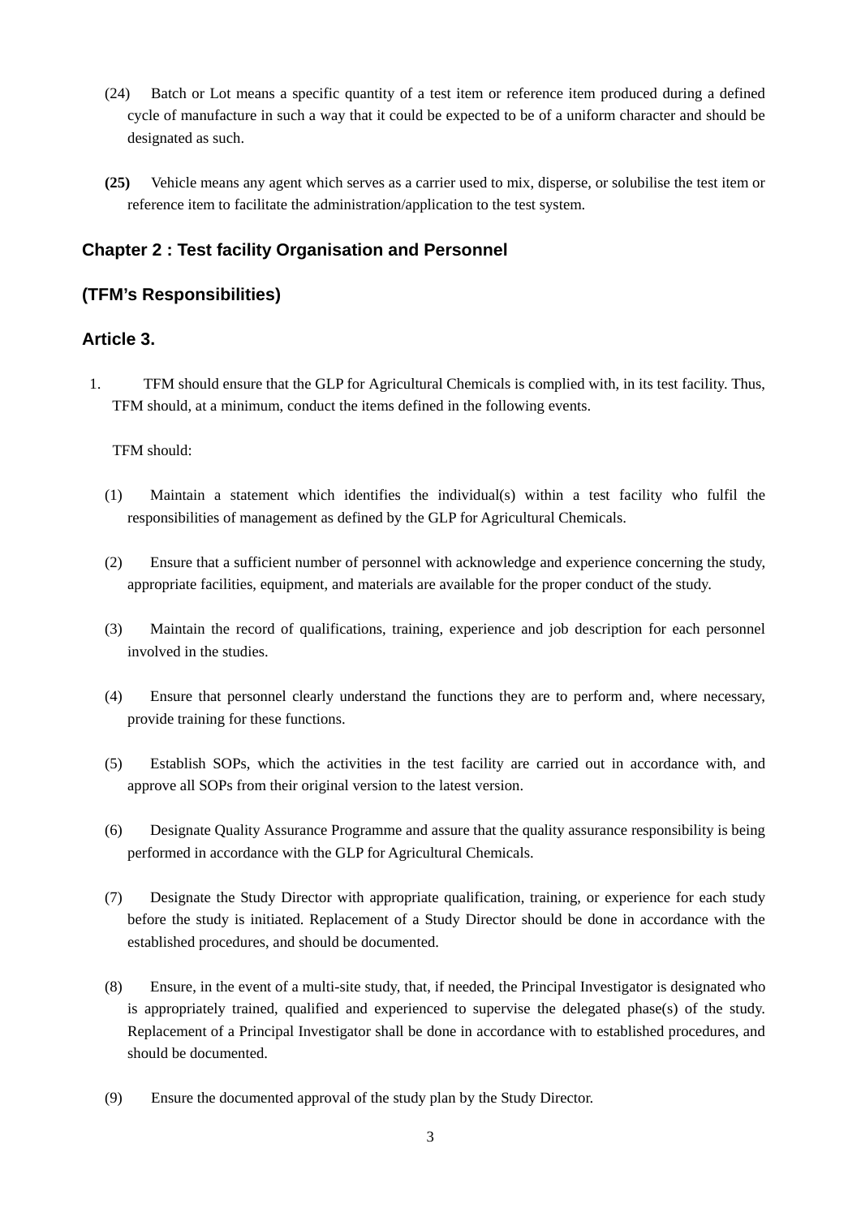(24) Batch or Lot means a specific quantity of a test item or reference item produced during a defined cycle of manufacture in such a way that it could be expected to be of a uniform character and should be designated as such.

**(25)** Vehicle means any agent which serves as a carrier used to mix, disperse, or solubilise the test item or reference item to facilitate the administration/application to the test system.

## Chapter 2 : Test facility Organisation and Personnel

## (TFM's Responsibilities)

### Article 3.

1. TFM should ensure that the GLP for Agricultural Chemicals is complied with, in its test facility. Thus, TFM should, at a minimum, conduct the items defined in the following events.

   TFM should:

(1) Maintain a statement which identifies the individual(s) within a test facility who fulfil the responsibilities of management as defined by the GLP for Agricultural Chemicals.

(2) Ensure that a sufficient number of personnel with acknowledge and experience concerning the study, appropriate facilities, equipment, and materials are available for the proper conduct of the study.

(3) Maintain the record of qualifications, training, experience and job description for each personnel involved in the studies.

(4) Ensure that personnel clearly understand the functions they are to perform and, where necessary, provide training for these functions.

(5) Establish SOPs, which the activities in the test facility are carried out in accordance with, and approve all SOPs from their original version to the latest version.

(6) Designate Quality Assurance Programme and assure that the quality assurance responsibility is being performed in accordance with the GLP for Agricultural Chemicals.

(7) Designate the Study Director with appropriate qualification, training, or experience for each study before the study is initiated. Replacement of a Study Director should be done in accordance with the established procedures, and should be documented.

(8) Ensure, in the event of a multi-site study, that, if needed, the Principal Investigator is designated who is appropriately trained, qualified and experienced to supervise the delegated phase(s) of the study. Replacement of a Principal Investigator shall be done in accordance with to established procedures, and should be documented.

(9) Ensure the documented approval of the study plan by the Study Director.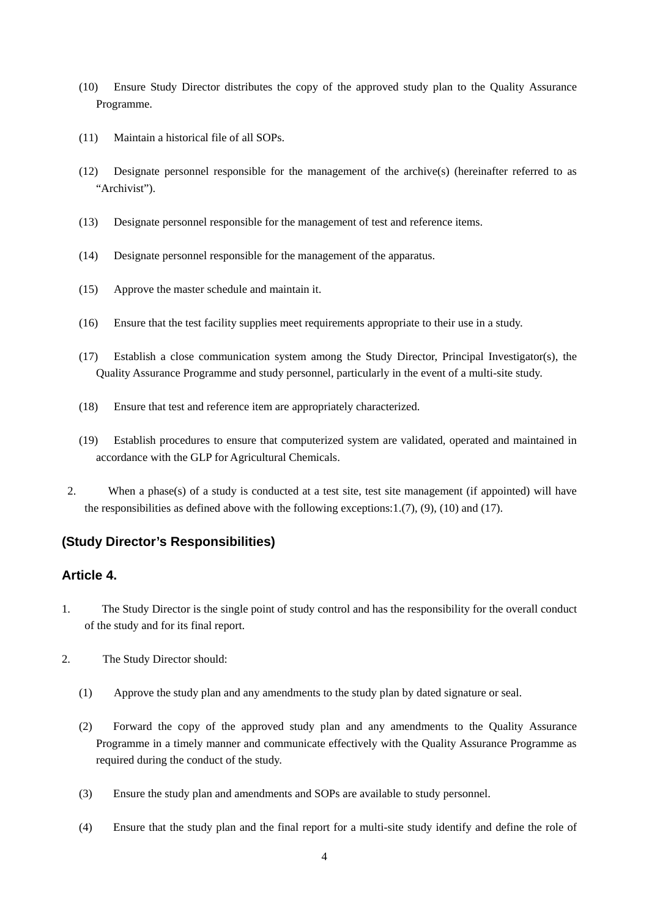(10) Ensure Study Director distributes the copy of the approved study plan to the Quality Assurance Programme.

(11) Maintain a historical file of all SOPs.

(12) Designate personnel responsible for the management of the archive(s) (hereinafter referred to as "Archivist").

(13) Designate personnel responsible for the management of test and reference items.

(14) Designate personnel responsible for the management of the apparatus.

(15) Approve the master schedule and maintain it.

(16) Ensure that the test facility supplies meet requirements appropriate to their use in a study.

(17) Establish a close communication system among the Study Director, Principal Investigator(s), the Quality Assurance Programme and study personnel, particularly in the event of a multi-site study.

(18) Ensure that test and reference item are appropriately characterized.

(19) Establish procedures to ensure that computerized system are validated, operated and maintained in accordance with the GLP for Agricultural Chemicals.

2. When a phase(s) of a study is conducted at a test site, test site management (if appointed) will have the responsibilities as defined above with the following exceptions:1.(7), (9), (10) and (17).

### (Study Director's Responsibilities)

### Article 4.

1. The Study Director is the single point of study control and has the responsibility for the overall conduct of the study and for its final report.

2. The Study Director should:

(1) Approve the study plan and any amendments to the study plan by dated signature or seal.

(2) Forward the copy of the approved study plan and any amendments to the Quality Assurance Programme in a timely manner and communicate effectively with the Quality Assurance Programme as required during the conduct of the study.

(3) Ensure the study plan and amendments and SOPs are available to study personnel.

(4) Ensure that the study plan and the final report for a multi-site study identify and define the role of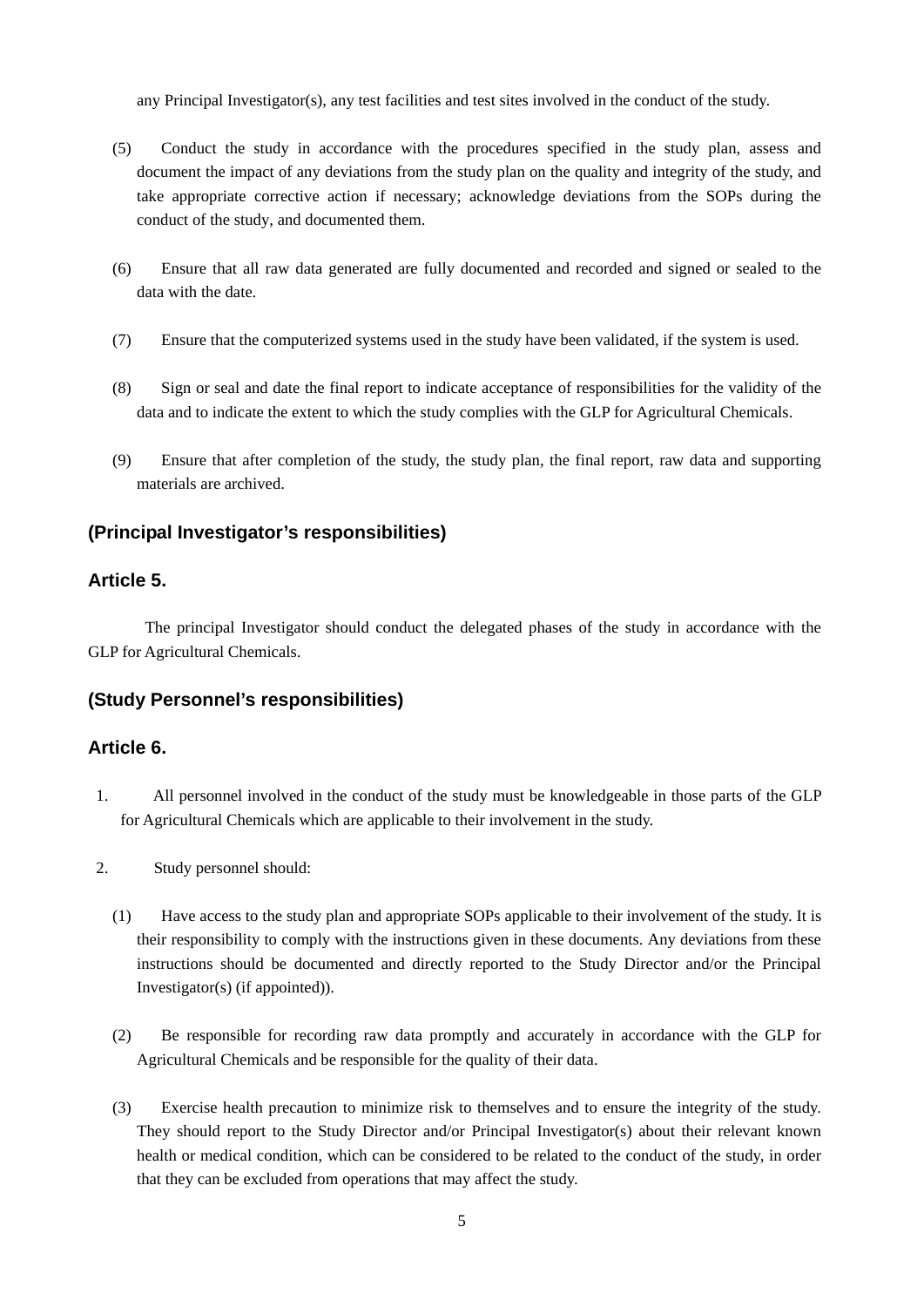any Principal Investigator(s), any test facilities and test sites involved in the conduct of the study.

(5) Conduct the study in accordance with the procedures specified in the study plan, assess and document the impact of any deviations from the study plan on the quality and integrity of the study, and take appropriate corrective action if necessary; acknowledge deviations from the SOPs during the conduct of the study, and documented them.

(6) Ensure that all raw data generated are fully documented and recorded and signed or sealed to the data with the date.

(7) Ensure that the computerized systems used in the study have been validated, if the system is used.

(8) Sign or seal and date the final report to indicate acceptance of responsibilities for the validity of the data and to indicate the extent to which the study complies with the GLP for Agricultural Chemicals.

(9) Ensure that after completion of the study, the study plan, the final report, raw data and supporting materials are archived.

### (Principal Investigator's responsibilities)

### Article 5.

The principal Investigator should conduct the delegated phases of the study in accordance with the GLP for Agricultural Chemicals.

### (Study Personnel's responsibilities)

### Article 6.

1. All personnel involved in the conduct of the study must be knowledgeable in those parts of the GLP for Agricultural Chemicals which are applicable to their involvement in the study.

2. Study personnel should:

(1) Have access to the study plan and appropriate SOPs applicable to their involvement of the study. It is their responsibility to comply with the instructions given in these documents. Any deviations from these instructions should be documented and directly reported to the Study Director and/or the Principal Investigator(s) (if appointed)).

(2) Be responsible for recording raw data promptly and accurately in accordance with the GLP for Agricultural Chemicals and be responsible for the quality of their data.

(3) Exercise health precaution to minimize risk to themselves and to ensure the integrity of the study. They should report to the Study Director and/or Principal Investigator(s) about their relevant known health or medical condition, which can be considered to be related to the conduct of the study, in order that they can be excluded from operations that may affect the study.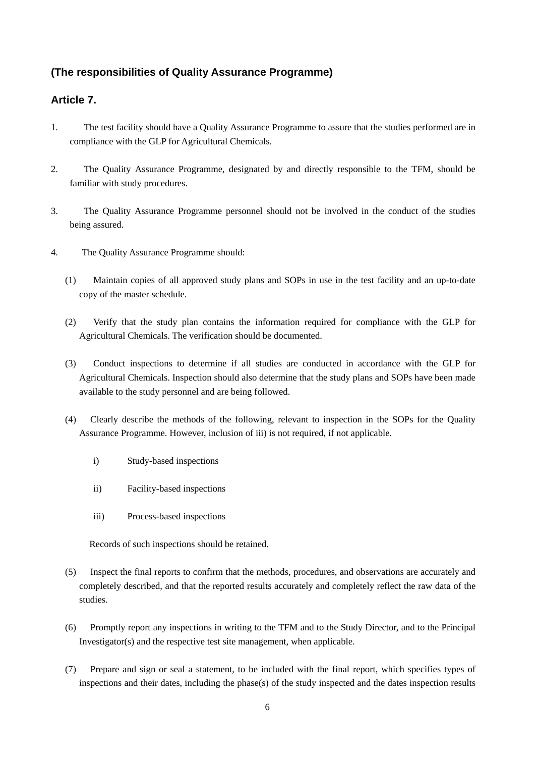### (The responsibilities of Quality Assurance Programme)

### Article 7.

1. The test facility should have a Quality Assurance Programme to assure that the studies performed are in compliance with the GLP for Agricultural Chemicals.

2. The Quality Assurance Programme, designated by and directly responsible to the TFM, should be familiar with study procedures.

3. The Quality Assurance Programme personnel should not be involved in the conduct of the studies being assured.

4. The Quality Assurance Programme should:

   (1) Maintain copies of all approved study plans and SOPs in use in the test facility and an up-to-date copy of the master schedule.

   (2) Verify that the study plan contains the information required for compliance with the GLP for Agricultural Chemicals. The verification should be documented.

   (3) Conduct inspections to determine if all studies are conducted in accordance with the GLP for Agricultural Chemicals. Inspection should also determine that the study plans and SOPs have been made available to the study personnel and are being followed.

   (4) Clearly describe the methods of the following, relevant to inspection in the SOPs for the Quality Assurance Programme. However, inclusion of iii) is not required, if not applicable.

      i) Study-based inspections

      ii) Facility-based inspections

      iii) Process-based inspections

      Records of such inspections should be retained.

   (5) Inspect the final reports to confirm that the methods, procedures, and observations are accurately and completely described, and that the reported results accurately and completely reflect the raw data of the studies.

   (6) Promptly report any inspections in writing to the TFM and to the Study Director, and to the Principal Investigator(s) and the respective test site management, when applicable.

   (7) Prepare and sign or seal a statement, to be included with the final report, which specifies types of inspections and their dates, including the phase(s) of the study inspected and the dates inspection results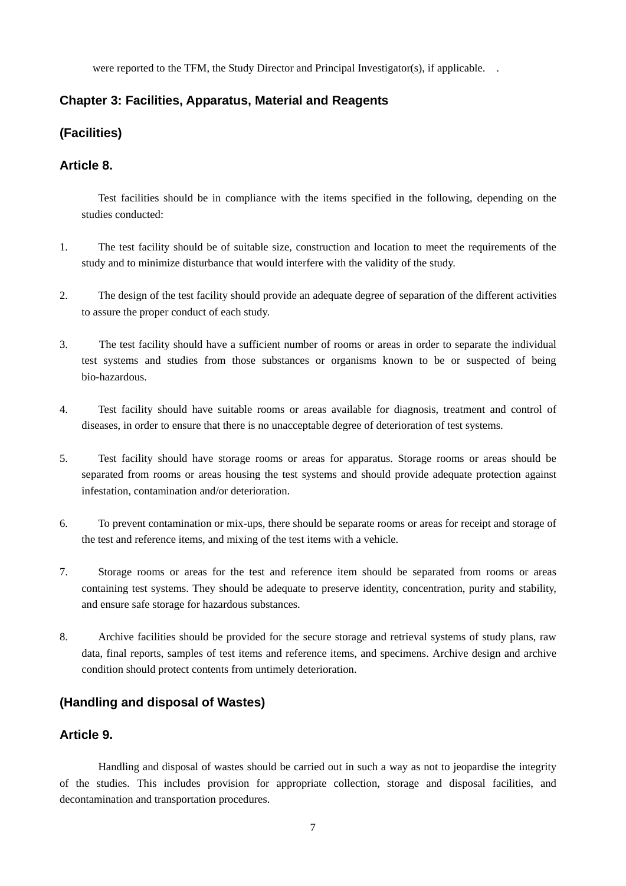were reported to the TFM, the Study Director and Principal Investigator(s), if applicable. .

## Chapter 3: Facilities, Apparatus, Material and Reagents

### (Facilities)

### Article 8.

Test facilities should be in compliance with the items specified in the following, depending on the studies conducted:

1. The test facility should be of suitable size, construction and location to meet the requirements of the study and to minimize disturbance that would interfere with the validity of the study.

2. The design of the test facility should provide an adequate degree of separation of the different activities to assure the proper conduct of each study.

3. The test facility should have a sufficient number of rooms or areas in order to separate the individual test systems and studies from those substances or organisms known to be or suspected of being bio-hazardous.

4. Test facility should have suitable rooms or areas available for diagnosis, treatment and control of diseases, in order to ensure that there is no unacceptable degree of deterioration of test systems.

5. Test facility should have storage rooms or areas for apparatus. Storage rooms or areas should be separated from rooms or areas housing the test systems and should provide adequate protection against infestation, contamination and/or deterioration.

6. To prevent contamination or mix-ups, there should be separate rooms or areas for receipt and storage of the test and reference items, and mixing of the test items with a vehicle.

7. Storage rooms or areas for the test and reference item should be separated from rooms or areas containing test systems. They should be adequate to preserve identity, concentration, purity and stability, and ensure safe storage for hazardous substances.

8. Archive facilities should be provided for the secure storage and retrieval systems of study plans, raw data, final reports, samples of test items and reference items, and specimens. Archive design and archive condition should protect contents from untimely deterioration.

### (Handling and disposal of Wastes)

### Article 9.

Handling and disposal of wastes should be carried out in such a way as not to jeopardise the integrity of the studies. This includes provision for appropriate collection, storage and disposal facilities, and decontamination and transportation procedures.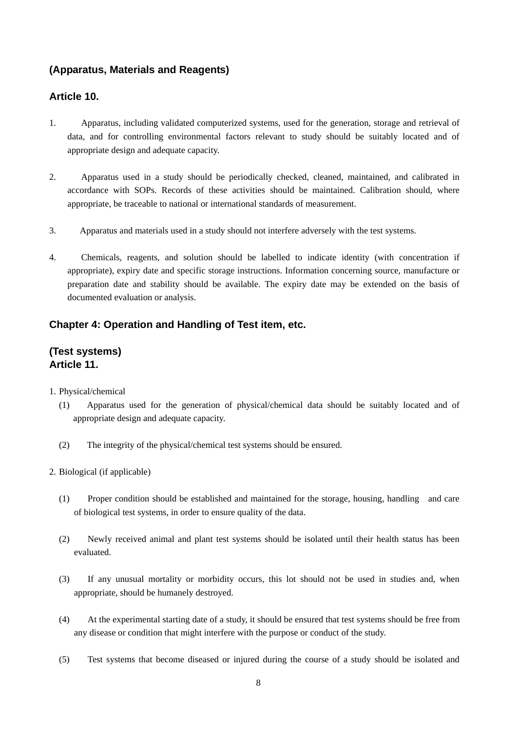### (Apparatus, Materials and Reagents)

### Article 10.

1. Apparatus, including validated computerized systems, used for the generation, storage and retrieval of data, and for controlling environmental factors relevant to study should be suitably located and of appropriate design and adequate capacity.

2. Apparatus used in a study should be periodically checked, cleaned, maintained, and calibrated in accordance with SOPs. Records of these activities should be maintained. Calibration should, where appropriate, be traceable to national or international standards of measurement.

3. Apparatus and materials used in a study should not interfere adversely with the test systems.

4. Chemicals, reagents, and solution should be labelled to indicate identity (with concentration if appropriate), expiry date and specific storage instructions. Information concerning source, manufacture or preparation date and stability should be available. The expiry date may be extended on the basis of documented evaluation or analysis.

## Chapter 4: Operation and Handling of Test item, etc.

### (Test systems)
### Article 11.

1. Physical/chemical
   (1) Apparatus used for the generation of physical/chemical data should be suitably located and of appropriate design and adequate capacity.

   (2) The integrity of the physical/chemical test systems should be ensured.

2. Biological (if applicable)

   (1) Proper condition should be established and maintained for the storage, housing, handling and care of biological test systems, in order to ensure quality of the data.

   (2) Newly received animal and plant test systems should be isolated until their health status has been evaluated.

   (3) If any unusual mortality or morbidity occurs, this lot should not be used in studies and, when appropriate, should be humanely destroyed.

   (4) At the experimental starting date of a study, it should be ensured that test systems should be free from any disease or condition that might interfere with the purpose or conduct of the study.

   (5) Test systems that become diseased or injured during the course of a study should be isolated and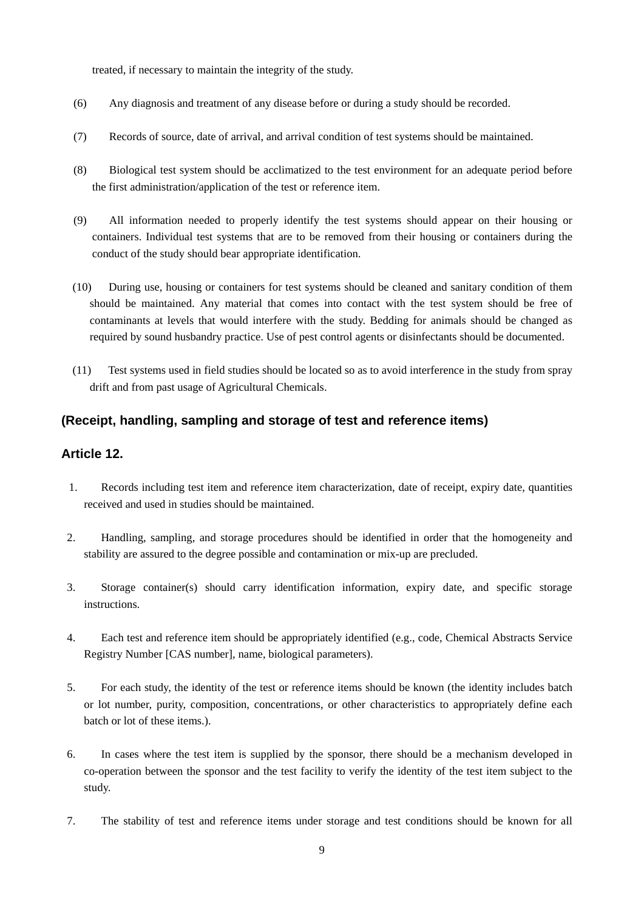treated, if necessary to maintain the integrity of the study.

(6) Any diagnosis and treatment of any disease before or during a study should be recorded.

(7) Records of source, date of arrival, and arrival condition of test systems should be maintained.

(8) Biological test system should be acclimatized to the test environment for an adequate period before the first administration/application of the test or reference item.

(9) All information needed to properly identify the test systems should appear on their housing or containers. Individual test systems that are to be removed from their housing or containers during the conduct of the study should bear appropriate identification.

(10) During use, housing or containers for test systems should be cleaned and sanitary condition of them should be maintained. Any material that comes into contact with the test system should be free of contaminants at levels that would interfere with the study. Bedding for animals should be changed as required by sound husbandry practice. Use of pest control agents or disinfectants should be documented.

(11) Test systems used in field studies should be located so as to avoid interference in the study from spray drift and from past usage of Agricultural Chemicals.

### (Receipt, handling, sampling and storage of test and reference items)

### Article 12.

1. Records including test item and reference item characterization, date of receipt, expiry date, quantities received and used in studies should be maintained.

2. Handling, sampling, and storage procedures should be identified in order that the homogeneity and stability are assured to the degree possible and contamination or mix-up are precluded.

3. Storage container(s) should carry identification information, expiry date, and specific storage instructions.

4. Each test and reference item should be appropriately identified (e.g., code, Chemical Abstracts Service Registry Number [CAS number], name, biological parameters).

5. For each study, the identity of the test or reference items should be known (the identity includes batch or lot number, purity, composition, concentrations, or other characteristics to appropriately define each batch or lot of these items.).

6. In cases where the test item is supplied by the sponsor, there should be a mechanism developed in co-operation between the sponsor and the test facility to verify the identity of the test item subject to the study.

7. The stability of test and reference items under storage and test conditions should be known for all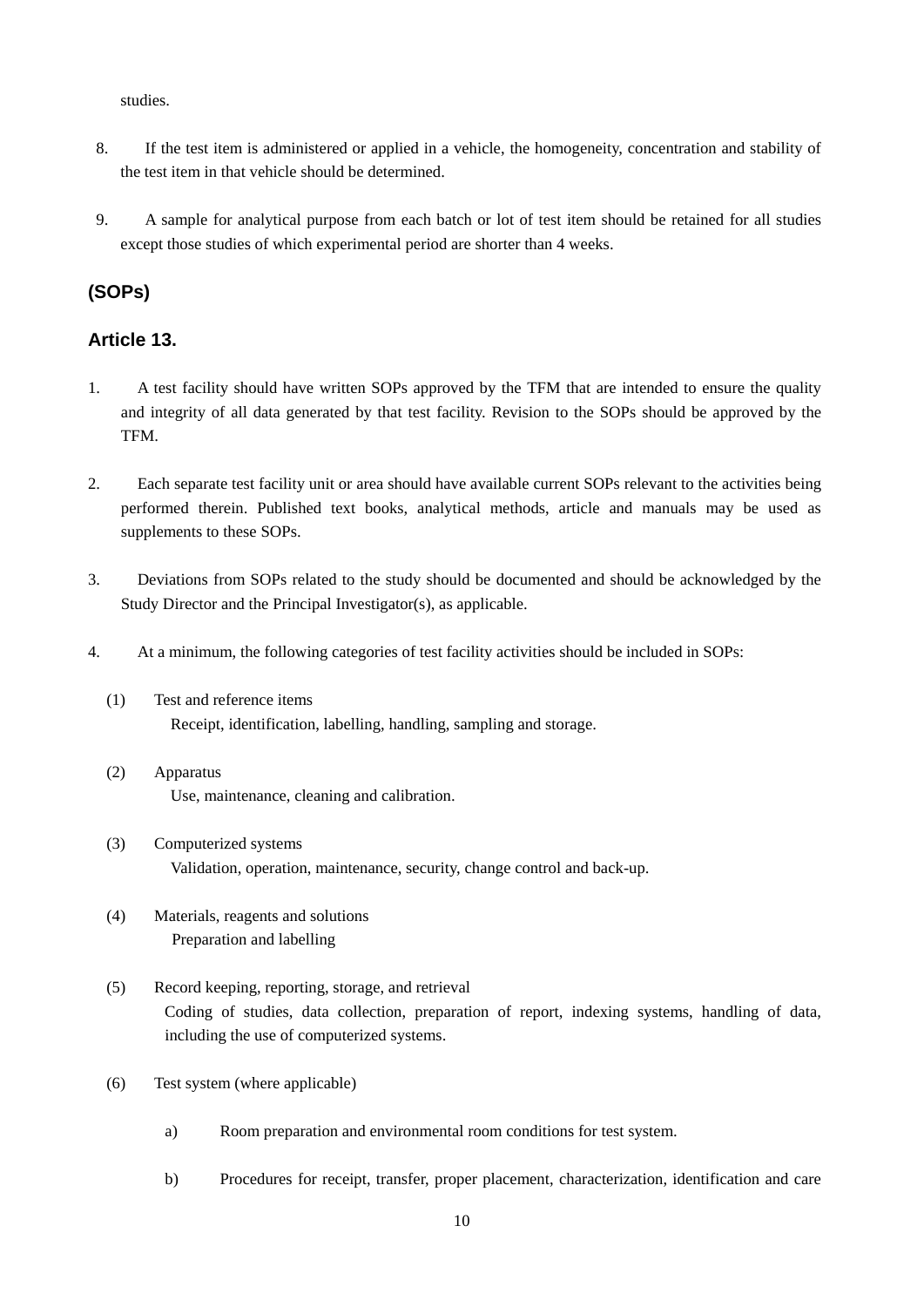studies.

8. If the test item is administered or applied in a vehicle, the homogeneity, concentration and stability of the test item in that vehicle should be determined.

9. A sample for analytical purpose from each batch or lot of test item should be retained for all studies except those studies of which experimental period are shorter than 4 weeks.

### (SOPs)

### Article 13.

1. A test facility should have written SOPs approved by the TFM that are intended to ensure the quality and integrity of all data generated by that test facility. Revision to the SOPs should be approved by the TFM.

2. Each separate test facility unit or area should have available current SOPs relevant to the activities being performed therein. Published text books, analytical methods, article and manuals may be used as supplements to these SOPs.

3. Deviations from SOPs related to the study should be documented and should be acknowledged by the Study Director and the Principal Investigator(s), as applicable.

4. At a minimum, the following categories of test facility activities should be included in SOPs:

   (1) Test and reference items
   Receipt, identification, labelling, handling, sampling and storage.

   (2) Apparatus
   Use, maintenance, cleaning and calibration.

   (3) Computerized systems
   Validation, operation, maintenance, security, change control and back-up.

   (4) Materials, reagents and solutions
   Preparation and labelling

   (5) Record keeping, reporting, storage, and retrieval
   Coding of studies, data collection, preparation of report, indexing systems, handling of data, including the use of computerized systems.

   (6) Test system (where applicable)

      a) Room preparation and environmental room conditions for test system.

      b) Procedures for receipt, transfer, proper placement, characterization, identification and care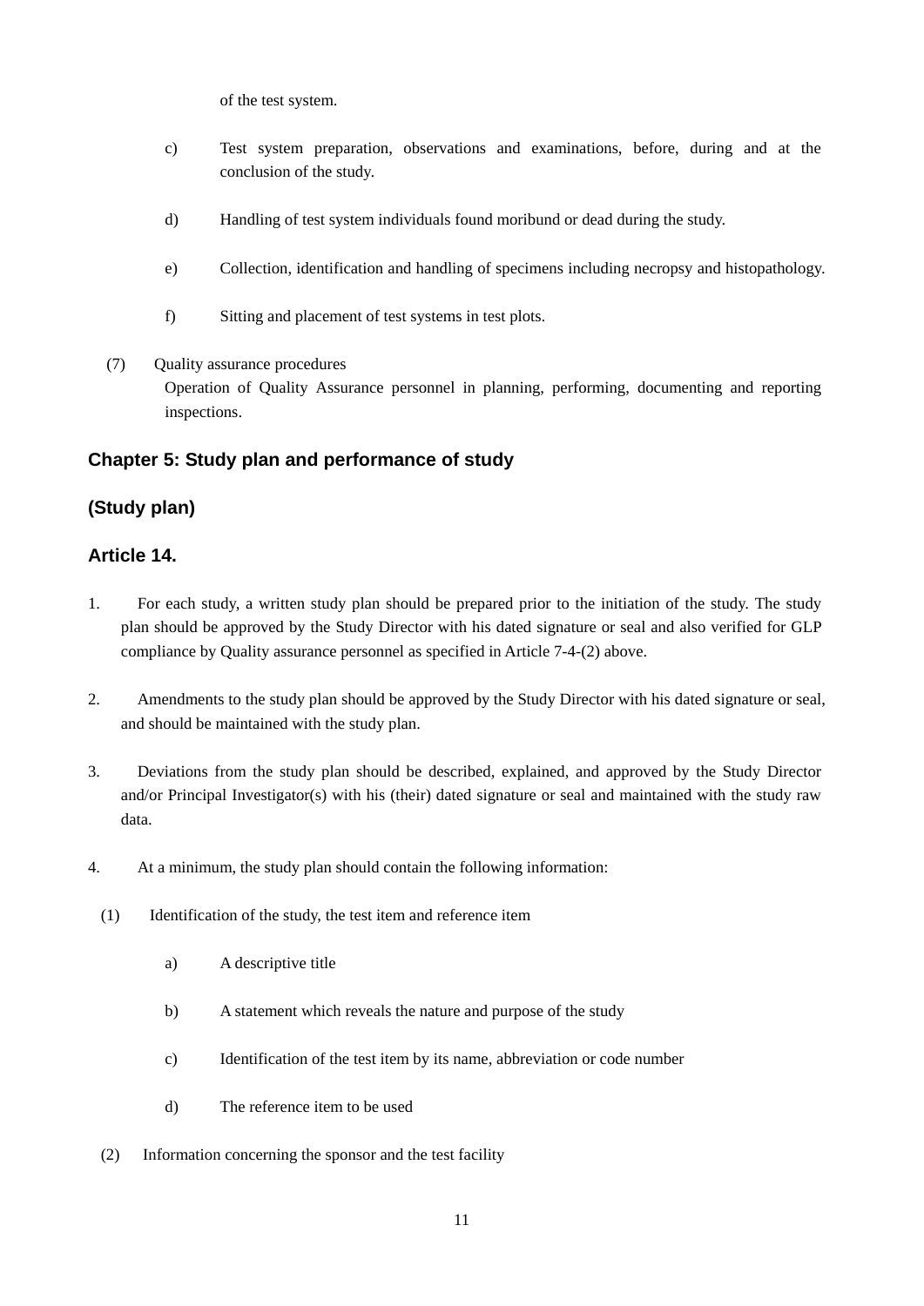of the test system.

c) Test system preparation, observations and examinations, before, during and at the conclusion of the study.

d) Handling of test system individuals found moribund or dead during the study.

e) Collection, identification and handling of specimens including necropsy and histopathology.

f) Sitting and placement of test systems in test plots.

(7) Quality assurance procedures
Operation of Quality Assurance personnel in planning, performing, documenting and reporting inspections.

## Chapter 5: Study plan and performance of study

### (Study plan)

### Article 14.

1. For each study, a written study plan should be prepared prior to the initiation of the study. The study plan should be approved by the Study Director with his dated signature or seal and also verified for GLP compliance by Quality assurance personnel as specified in Article 7-4-(2) above.

2. Amendments to the study plan should be approved by the Study Director with his dated signature or seal, and should be maintained with the study plan.

3. Deviations from the study plan should be described, explained, and approved by the Study Director and/or Principal Investigator(s) with his (their) dated signature or seal and maintained with the study raw data.

4. At a minimum, the study plan should contain the following information:

(1) Identification of the study, the test item and reference item

a) A descriptive title

b) A statement which reveals the nature and purpose of the study

c) Identification of the test item by its name, abbreviation or code number

d) The reference item to be used

(2) Information concerning the sponsor and the test facility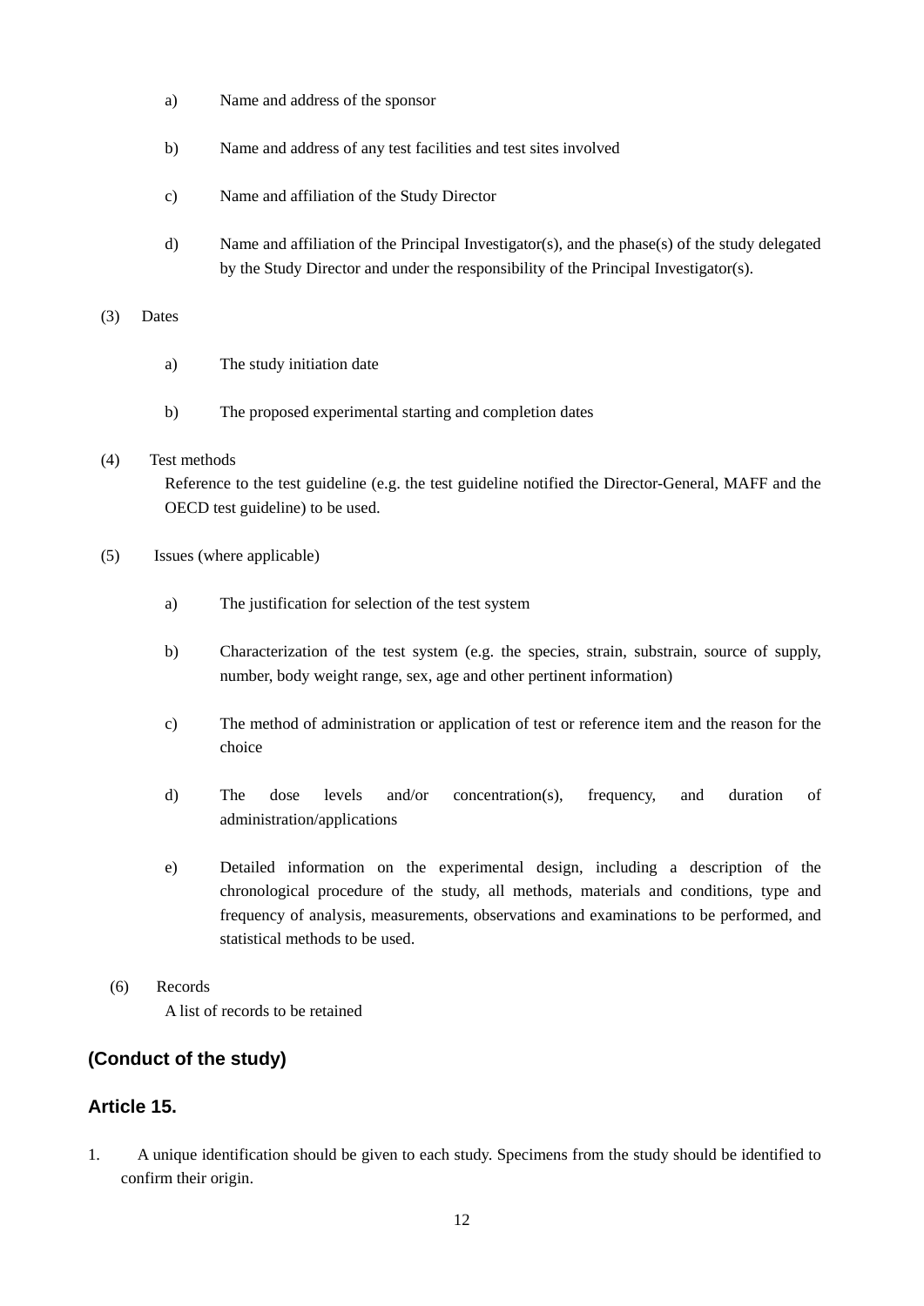a) Name and address of the sponsor

b) Name and address of any test facilities and test sites involved

c) Name and affiliation of the Study Director

d) Name and affiliation of the Principal Investigator(s), and the phase(s) of the study delegated by the Study Director and under the responsibility of the Principal Investigator(s).

(3) Dates

a) The study initiation date

b) The proposed experimental starting and completion dates

(4) Test methods

Reference to the test guideline (e.g. the test guideline notified the Director-General, MAFF and the OECD test guideline) to be used.

(5) Issues (where applicable)

a) The justification for selection of the test system

b) Characterization of the test system (e.g. the species, strain, substrain, source of supply, number, body weight range, sex, age and other pertinent information)

c) The method of administration or application of test or reference item and the reason for the choice

d) The dose levels and/or concentration(s), frequency, and duration of administration/applications

e) Detailed information on the experimental design, including a description of the chronological procedure of the study, all methods, materials and conditions, type and frequency of analysis, measurements, observations and examinations to be performed, and statistical methods to be used.

(6) Records

A list of records to be retained

### (Conduct of the study)

### Article 15.

1. A unique identification should be given to each study. Specimens from the study should be identified to confirm their origin.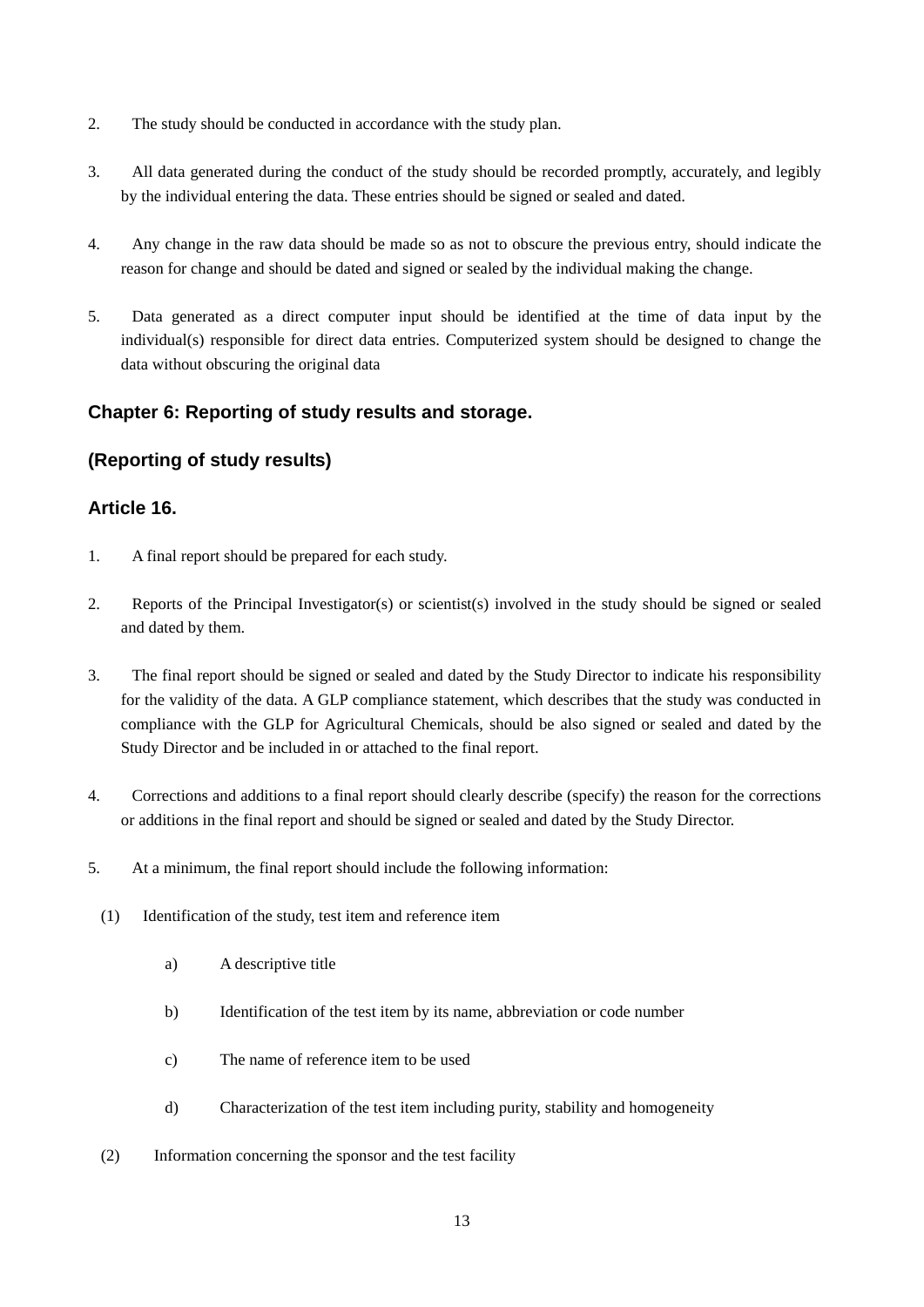2. The study should be conducted in accordance with the study plan.

3. All data generated during the conduct of the study should be recorded promptly, accurately, and legibly by the individual entering the data. These entries should be signed or sealed and dated.

4. Any change in the raw data should be made so as not to obscure the previous entry, should indicate the reason for change and should be dated and signed or sealed by the individual making the change.

5. Data generated as a direct computer input should be identified at the time of data input by the individual(s) responsible for direct data entries. Computerized system should be designed to change the data without obscuring the original data

## Chapter 6: Reporting of study results and storage.

### (Reporting of study results)

### Article 16.

1. A final report should be prepared for each study.

2. Reports of the Principal Investigator(s) or scientist(s) involved in the study should be signed or sealed and dated by them.

3. The final report should be signed or sealed and dated by the Study Director to indicate his responsibility for the validity of the data. A GLP compliance statement, which describes that the study was conducted in compliance with the GLP for Agricultural Chemicals, should be also signed or sealed and dated by the Study Director and be included in or attached to the final report.

4. Corrections and additions to a final report should clearly describe (specify) the reason for the corrections or additions in the final report and should be signed or sealed and dated by the Study Director.

5. At a minimum, the final report should include the following information:

   (1) Identification of the study, test item and reference item

      a) A descriptive title

      b) Identification of the test item by its name, abbreviation or code number

      c) The name of reference item to be used

      d) Characterization of the test item including purity, stability and homogeneity

   (2) Information concerning the sponsor and the test facility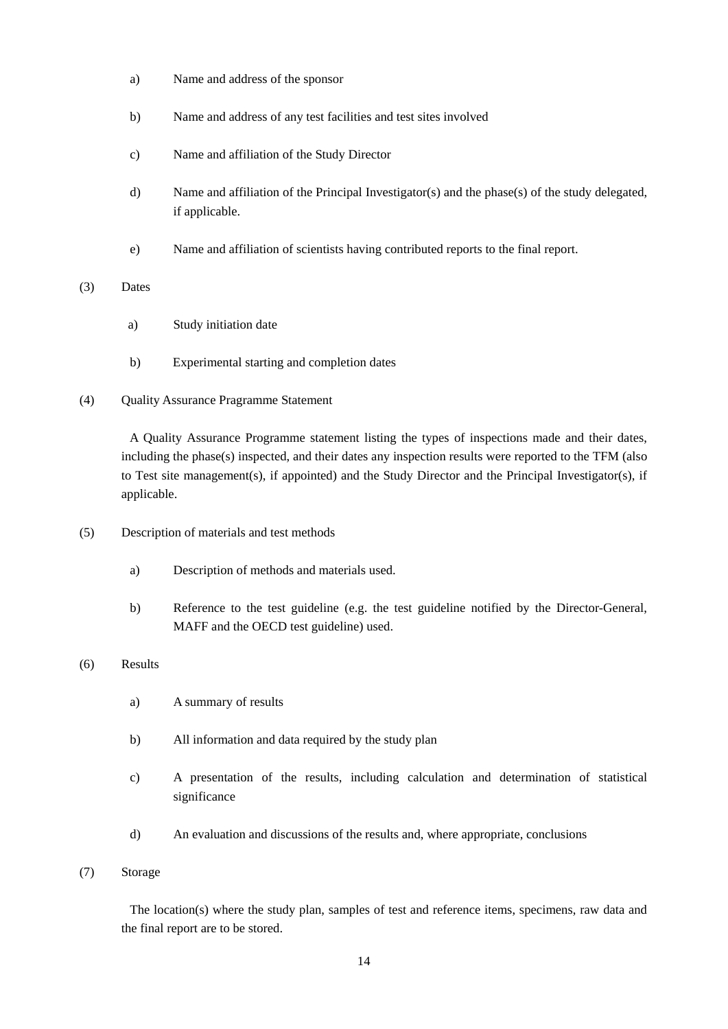a) Name and address of the sponsor

b) Name and address of any test facilities and test sites involved

c) Name and affiliation of the Study Director

d) Name and affiliation of the Principal Investigator(s) and the phase(s) of the study delegated, if applicable.

e) Name and affiliation of scientists having contributed reports to the final report.

(3) Dates

a) Study initiation date

b) Experimental starting and completion dates

(4) Quality Assurance Pragramme Statement

A Quality Assurance Programme statement listing the types of inspections made and their dates, including the phase(s) inspected, and their dates any inspection results were reported to the TFM (also to Test site management(s), if appointed) and the Study Director and the Principal Investigator(s), if applicable.

(5) Description of materials and test methods

a) Description of methods and materials used.

b) Reference to the test guideline (e.g. the test guideline notified by the Director-General, MAFF and the OECD test guideline) used.

(6) Results

a) A summary of results

b) All information and data required by the study plan

c) A presentation of the results, including calculation and determination of statistical significance

d) An evaluation and discussions of the results and, where appropriate, conclusions

(7) Storage

The location(s) where the study plan, samples of test and reference items, specimens, raw data and the final report are to be stored.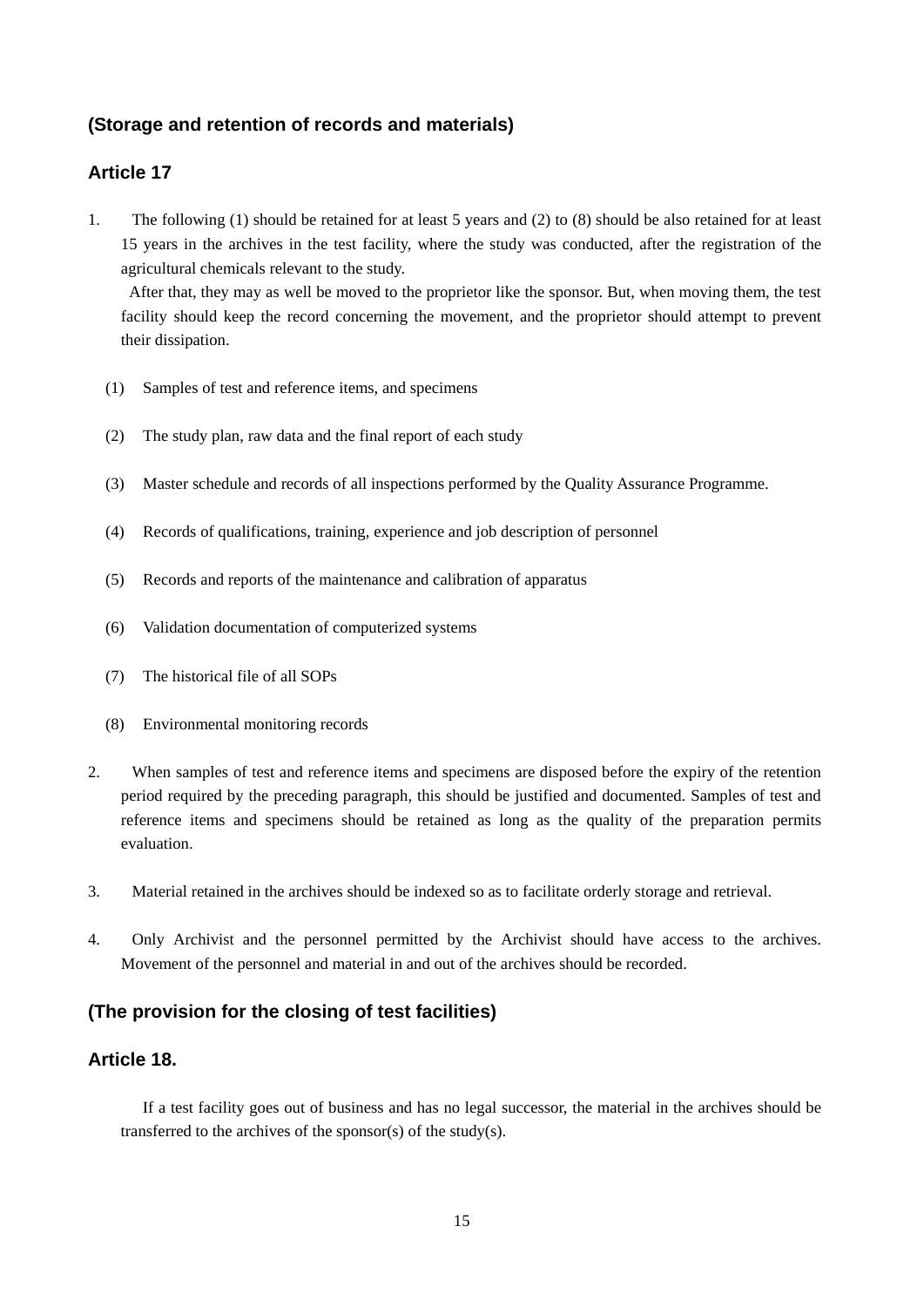### (Storage and retention of records and materials)

### Article 17

1. The following (1) should be retained for at least 5 years and (2) to (8) should be also retained for at least 15 years in the archives in the test facility, where the study was conducted, after the registration of the agricultural chemicals relevant to the study.
   After that, they may as well be moved to the proprietor like the sponsor. But, when moving them, the test facility should keep the record concerning the movement, and the proprietor should attempt to prevent their dissipation.

   (1) Samples of test and reference items, and specimens

   (2) The study plan, raw data and the final report of each study

   (3) Master schedule and records of all inspections performed by the Quality Assurance Programme.

   (4) Records of qualifications, training, experience and job description of personnel

   (5) Records and reports of the maintenance and calibration of apparatus

   (6) Validation documentation of computerized systems

   (7) The historical file of all SOPs

   (8) Environmental monitoring records

2. When samples of test and reference items and specimens are disposed before the expiry of the retention period required by the preceding paragraph, this should be justified and documented. Samples of test and reference items and specimens should be retained as long as the quality of the preparation permits evaluation.

3. Material retained in the archives should be indexed so as to facilitate orderly storage and retrieval.

4. Only Archivist and the personnel permitted by the Archivist should have access to the archives. Movement of the personnel and material in and out of the archives should be recorded.

### (The provision for the closing of test facilities)

### Article 18.

If a test facility goes out of business and has no legal successor, the material in the archives should be transferred to the archives of the sponsor(s) of the study(s).